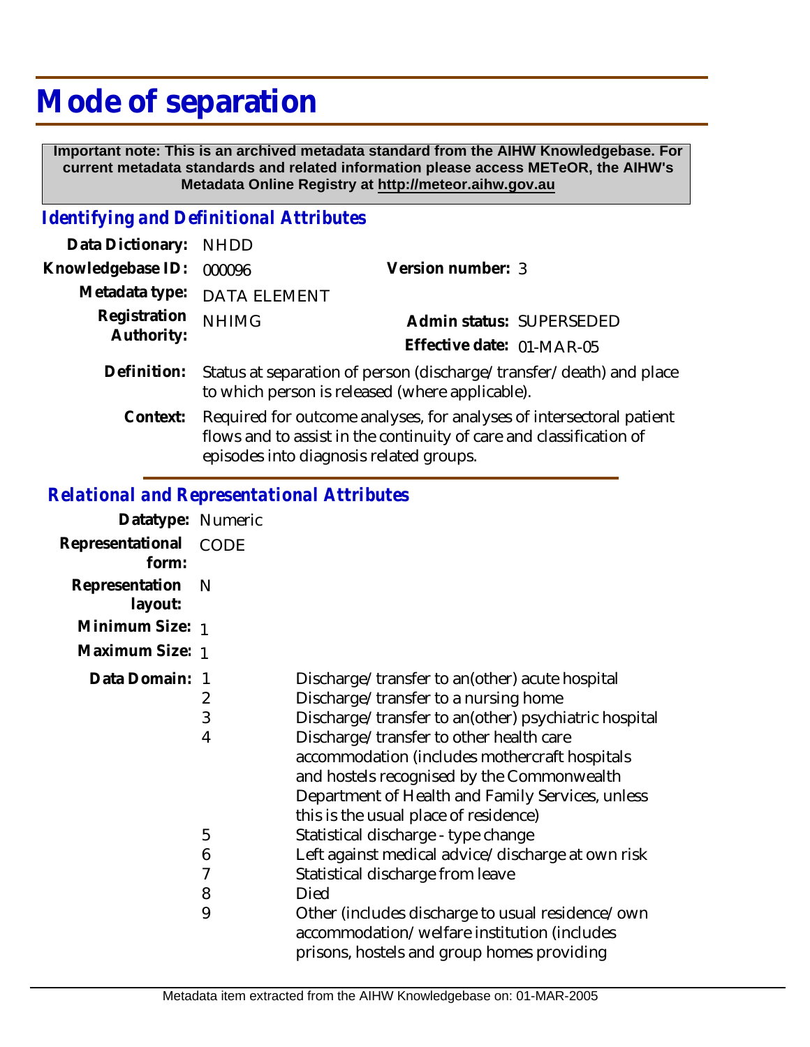# Mode of separation

**Important note: This is an archived metadata standard from the AIHW Knowledgebase. For current metadata standards and related information please access METeOR, the AIHW's Metadata Online Registry at http://meteor.aihw.gov.au**

## *Identifying and Definitional Attributes*

**Data Dictionary:** NHDD

**Knowledgebase ID:** 000096

**Version number:** 3

**Metadata type:** DATA ELEMENT

**Registration Authority:** NHIMG

**Admin status:** SUPERSEDED

**Effective date:** 01-MAR-05

**Definition:** Status at separation of person (discharge/transfer/death) and place to which person is released (where applicable).

**Context:** Required for outcome analyses, for analyses of intersectoral patient flows and to assist in the continuity of care and classification of episodes into diagnosis related groups.

## *Relational and Representational Attributes*

**Datatype:** Numeric

**Representational form:** CODE

**Representation layout:** N

**Minimum Size:** 1

**Maximum Size:** 1

**Data Domain:**

| Code | Description |
|---|---|
| 1 | Discharge/transfer to an(other) acute hospital |
| 2 | Discharge/transfer to a nursing home |
| 3 | Discharge/transfer to an(other) psychiatric hospital |
| 4 | Discharge/transfer to other health care accommodation (includes mothercraft hospitals and hostels recognised by the Commonwealth Department of Health and Family Services, unless this is the usual place of residence) |
| 5 | Statistical discharge - type change |
| 6 | Left against medical advice/discharge at own risk |
| 7 | Statistical discharge from leave |
| 8 | Died |
| 9 | Other (includes discharge to usual residence/own accommodation/welfare institution (includes prisons, hostels and group homes providing |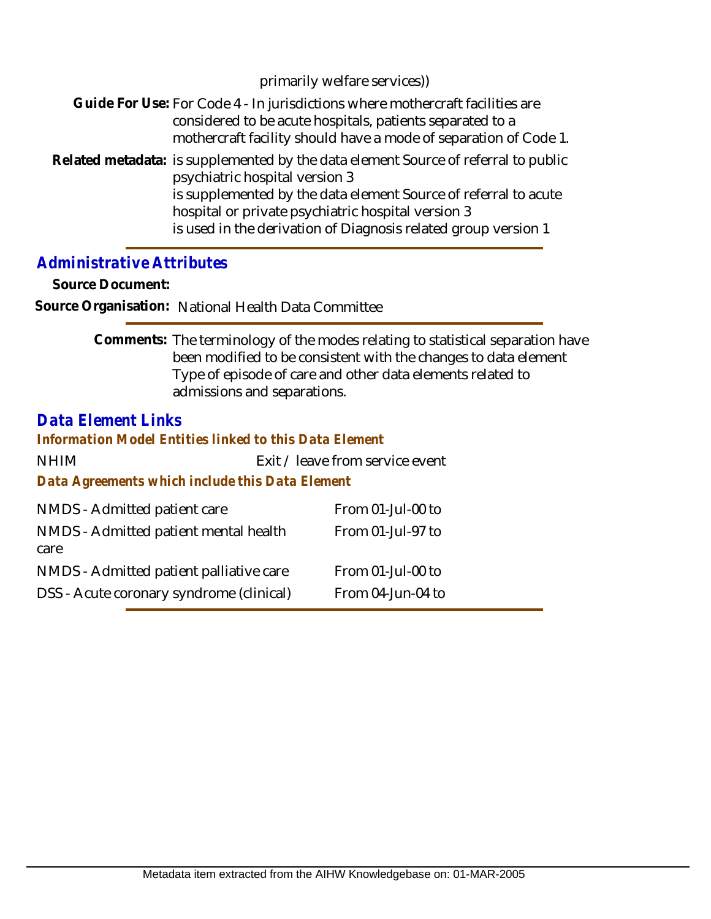primarily welfare services))

**Guide For Use:** For Code 4 - In jurisdictions where mothercraft facilities are considered to be acute hospitals, patients separated to a mothercraft facility should have a mode of separation of Code 1.

**Related metadata:** is supplemented by the data element Source of referral to public psychiatric hospital version 3
is supplemented by the data element Source of referral to acute hospital or private psychiatric hospital version 3
is used in the derivation of Diagnosis related group version 1

## Administrative Attributes

**Source Document:**

**Source Organisation:** National Health Data Committee

**Comments:** The terminology of the modes relating to statistical separation have been modified to be consistent with the changes to data element Type of episode of care and other data elements related to admissions and separations.

## Data Element Links

### Information Model Entities linked to this Data Element

| | |
|---|---|
| NHIM | Exit / leave from service event |

### Data Agreements which include this Data Element

| | |
|---|---|
| NMDS - Admitted patient care | From 01-Jul-00 to |
| NMDS - Admitted patient mental health care | From 01-Jul-97 to |
| NMDS - Admitted patient palliative care | From 01-Jul-00 to |
| DSS - Acute coronary syndrome (clinical) | From 04-Jun-04 to |